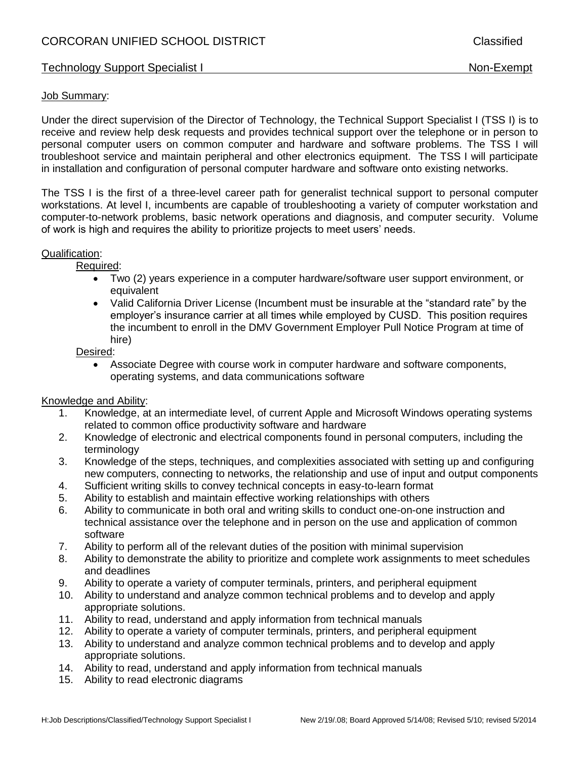CORCORAN UNIFIED SCHOOL DISTRICT — Classified

Technology Support Specialist I — Non-Exempt

## Job Summary:

Under the direct supervision of the Director of Technology, the Technical Support Specialist I (TSS I) is to receive and review help desk requests and provides technical support over the telephone or in person to personal computer users on common computer and hardware and software problems. The TSS I will troubleshoot service and maintain peripheral and other electronics equipment. The TSS I will participate in installation and configuration of personal computer hardware and software onto existing networks.

The TSS I is the first of a three-level career path for generalist technical support to personal computer workstations. At level I, incumbents are capable of troubleshooting a variety of computer workstation and computer-to-network problems, basic network operations and diagnosis, and computer security. Volume of work is high and requires the ability to prioritize projects to meet users' needs.

## Qualification:

### Required:

- Two (2) years experience in a computer hardware/software user support environment, or equivalent
- Valid California Driver License (Incumbent must be insurable at the "standard rate" by the employer's insurance carrier at all times while employed by CUSD. This position requires the incumbent to enroll in the DMV Government Employer Pull Notice Program at time of hire)

### Desired:

- Associate Degree with course work in computer hardware and software components, operating systems, and data communications software

## Knowledge and Ability:

1. Knowledge, at an intermediate level, of current Apple and Microsoft Windows operating systems related to common office productivity software and hardware
2. Knowledge of electronic and electrical components found in personal computers, including the terminology
3. Knowledge of the steps, techniques, and complexities associated with setting up and configuring new computers, connecting to networks, the relationship and use of input and output components
4. Sufficient writing skills to convey technical concepts in easy-to-learn format
5. Ability to establish and maintain effective working relationships with others
6. Ability to communicate in both oral and writing skills to conduct one-on-one instruction and technical assistance over the telephone and in person on the use and application of common software
7. Ability to perform all of the relevant duties of the position with minimal supervision
8. Ability to demonstrate the ability to prioritize and complete work assignments to meet schedules and deadlines
9. Ability to operate a variety of computer terminals, printers, and peripheral equipment
10. Ability to understand and analyze common technical problems and to develop and apply appropriate solutions.
11. Ability to read, understand and apply information from technical manuals
12. Ability to operate a variety of computer terminals, printers, and peripheral equipment
13. Ability to understand and analyze common technical problems and to develop and apply appropriate solutions.
14. Ability to read, understand and apply information from technical manuals
15. Ability to read electronic diagrams

H:Job Descriptions/Classified/Technology Support Specialist I — New 2/19/.08; Board Approved 5/14/08; Revised 5/10; revised 5/2014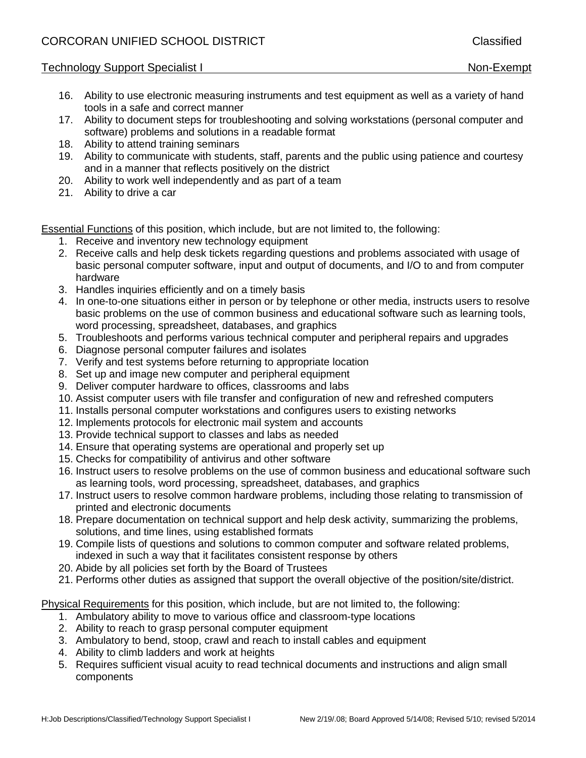16. Ability to use electronic measuring instruments and test equipment as well as a variety of hand tools in a safe and correct manner
17. Ability to document steps for troubleshooting and solving workstations (personal computer and software) problems and solutions in a readable format
18. Ability to attend training seminars
19. Ability to communicate with students, staff, parents and the public using patience and courtesy and in a manner that reflects positively on the district
20. Ability to work well independently and as part of a team
21. Ability to drive a car

<u>Essential Functions</u> of this position, which include, but are not limited to, the following:

1. Receive and inventory new technology equipment
2. Receive calls and help desk tickets regarding questions and problems associated with usage of basic personal computer software, input and output of documents, and I/O to and from computer hardware
3. Handles inquiries efficiently and on a timely basis
4. In one-to-one situations either in person or by telephone or other media, instructs users to resolve basic problems on the use of common business and educational software such as learning tools, word processing, spreadsheet, databases, and graphics
5. Troubleshoots and performs various technical computer and peripheral repairs and upgrades
6. Diagnose personal computer failures and isolates
7. Verify and test systems before returning to appropriate location
8. Set up and image new computer and peripheral equipment
9. Deliver computer hardware to offices, classrooms and labs
10. Assist computer users with file transfer and configuration of new and refreshed computers
11. Installs personal computer workstations and configures users to existing networks
12. Implements protocols for electronic mail system and accounts
13. Provide technical support to classes and labs as needed
14. Ensure that operating systems are operational and properly set up
15. Checks for compatibility of antivirus and other software
16. Instruct users to resolve problems on the use of common business and educational software such as learning tools, word processing, spreadsheet, databases, and graphics
17. Instruct users to resolve common hardware problems, including those relating to transmission of printed and electronic documents
18. Prepare documentation on technical support and help desk activity, summarizing the problems, solutions, and time lines, using established formats
19. Compile lists of questions and solutions to common computer and software related problems, indexed in such a way that it facilitates consistent response by others
20. Abide by all policies set forth by the Board of Trustees
21. Performs other duties as assigned that support the overall objective of the position/site/district.

<u>Physical Requirements</u> for this position, which include, but are not limited to, the following:

1. Ambulatory ability to move to various office and classroom-type locations
2. Ability to reach to grasp personal computer equipment
3. Ambulatory to bend, stoop, crawl and reach to install cables and equipment
4. Ability to climb ladders and work at heights
5. Requires sufficient visual acuity to read technical documents and instructions and align small components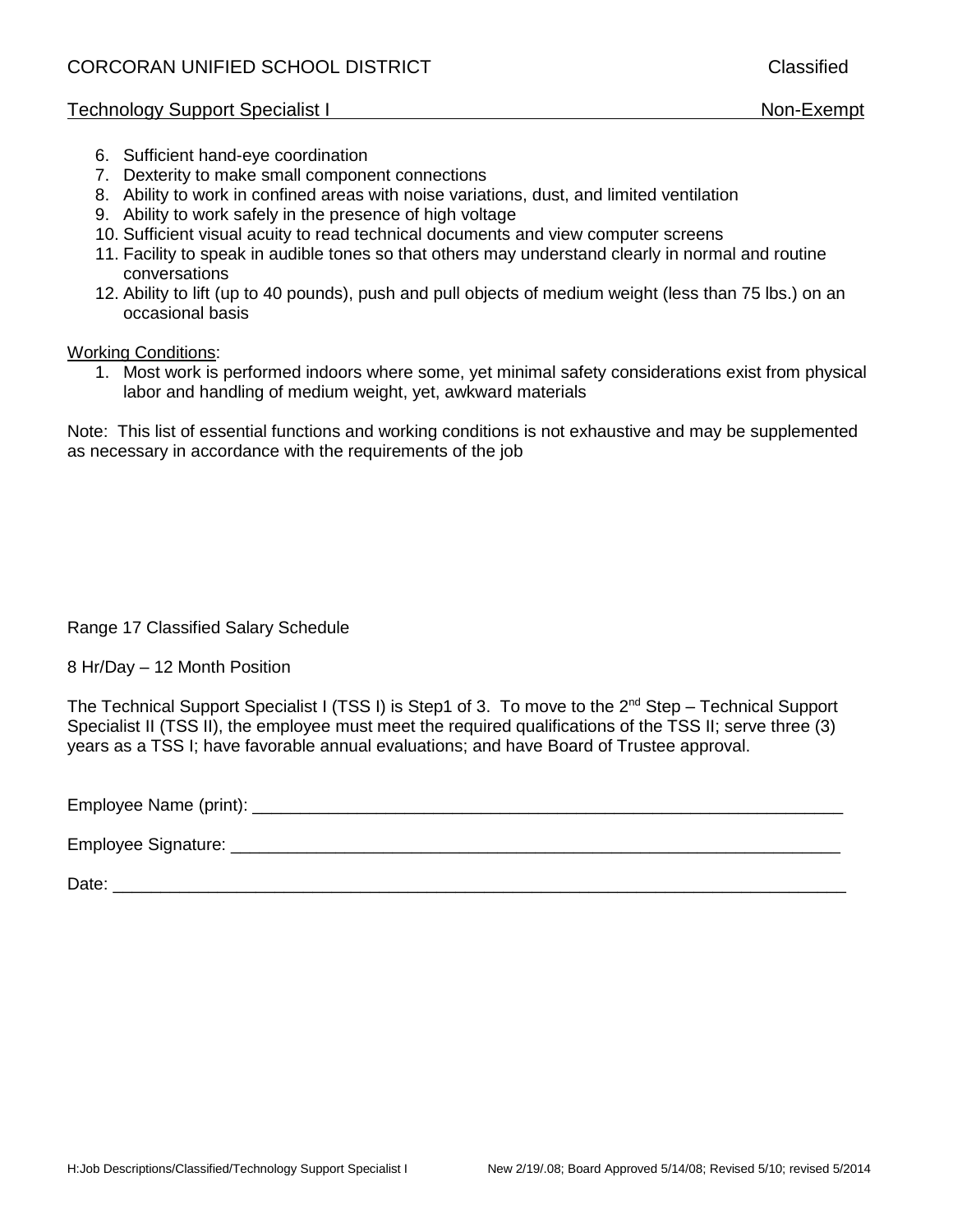6. Sufficient hand-eye coordination
7. Dexterity to make small component connections
8. Ability to work in confined areas with noise variations, dust, and limited ventilation
9. Ability to work safely in the presence of high voltage
10. Sufficient visual acuity to read technical documents and view computer screens
11. Facility to speak in audible tones so that others may understand clearly in normal and routine conversations
12. Ability to lift (up to 40 pounds), push and pull objects of medium weight (less than 75 lbs.) on an occasional basis

Working Conditions:

1. Most work is performed indoors where some, yet minimal safety considerations exist from physical labor and handling of medium weight, yet, awkward materials

Note: This list of essential functions and working conditions is not exhaustive and may be supplemented as necessary in accordance with the requirements of the job

Range 17 Classified Salary Schedule

8 Hr/Day – 12 Month Position

The Technical Support Specialist I (TSS I) is Step1 of 3. To move to the 2nd Step – Technical Support Specialist II (TSS II), the employee must meet the required qualifications of the TSS II; serve three (3) years as a TSS I; have favorable annual evaluations; and have Board of Trustee approval.

Employee Name (print): ________________________________________________________________

Employee Signature: __________________________________________________________________

Date: ______________________________________________________________________________